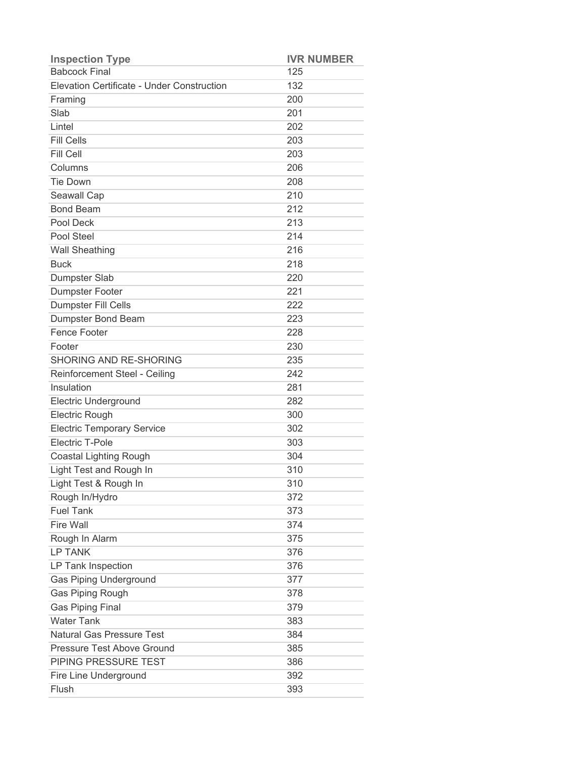| Inspection Type | IVR NUMBER |
| --- | --- |
| Babcock Final | 125 |
| Elevation Certificate - Under Construction | 132 |
| Framing | 200 |
| Slab | 201 |
| Lintel | 202 |
| Fill Cells | 203 |
| Fill Cell | 203 |
| Columns | 206 |
| Tie Down | 208 |
| Seawall Cap | 210 |
| Bond Beam | 212 |
| Pool Deck | 213 |
| Pool Steel | 214 |
| Wall Sheathing | 216 |
| Buck | 218 |
| Dumpster Slab | 220 |
| Dumpster Footer | 221 |
| Dumpster Fill Cells | 222 |
| Dumpster Bond Beam | 223 |
| Fence Footer | 228 |
| Footer | 230 |
| SHORING AND RE-SHORING | 235 |
| Reinforcement Steel - Ceiling | 242 |
| Insulation | 281 |
| Electric Underground | 282 |
| Electric Rough | 300 |
| Electric Temporary Service | 302 |
| Electric T-Pole | 303 |
| Coastal Lighting Rough | 304 |
| Light Test and Rough In | 310 |
| Light Test & Rough In | 310 |
| Rough In/Hydro | 372 |
| Fuel Tank | 373 |
| Fire Wall | 374 |
| Rough In Alarm | 375 |
| LP TANK | 376 |
| LP Tank Inspection | 376 |
| Gas Piping Underground | 377 |
| Gas Piping Rough | 378 |
| Gas Piping Final | 379 |
| Water Tank | 383 |
| Natural Gas Pressure Test | 384 |
| Pressure Test Above Ground | 385 |
| PIPING PRESSURE TEST | 386 |
| Fire Line Underground | 392 |
| Flush | 393 |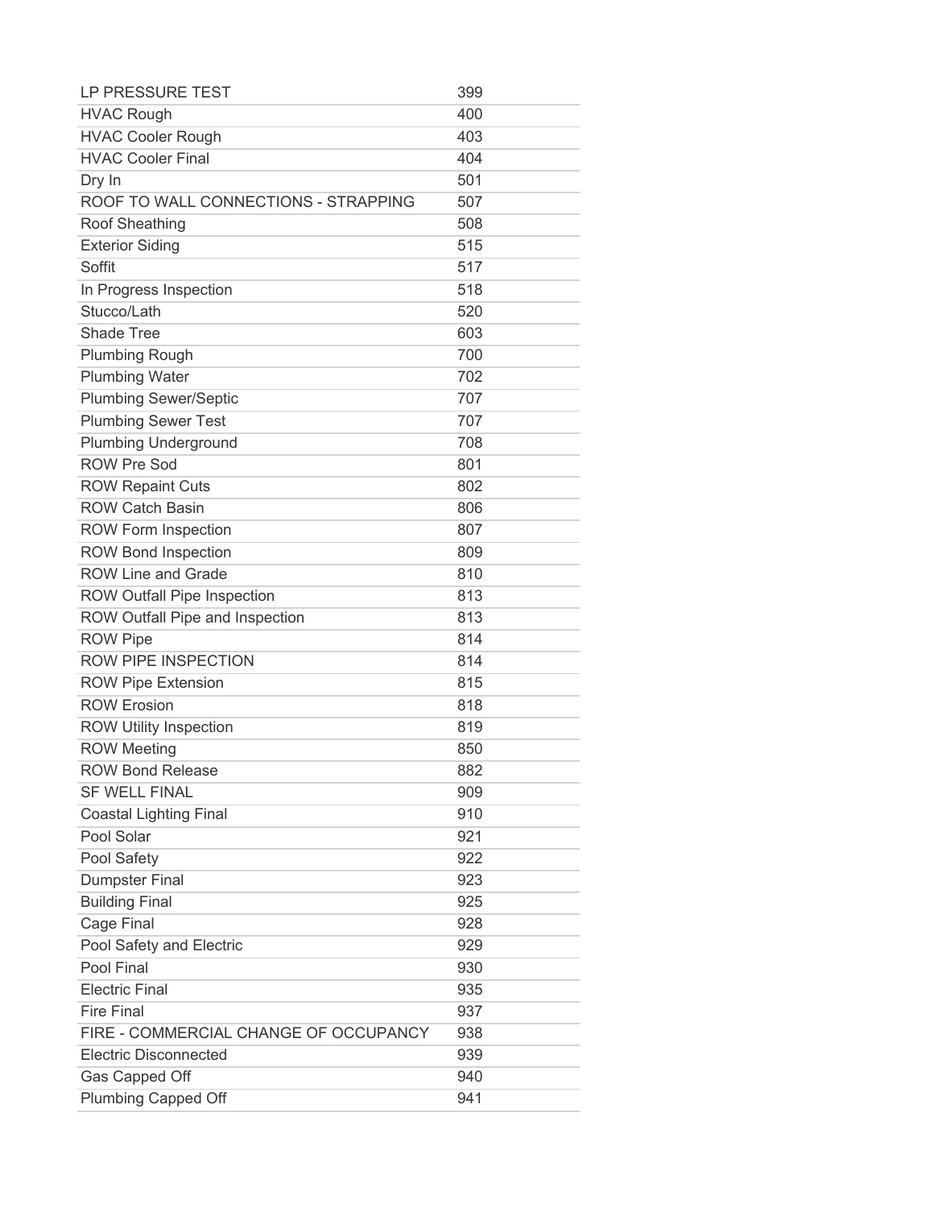| | |
|---|---|
| LP PRESSURE TEST | 399 |
| HVAC Rough | 400 |
| HVAC Cooler Rough | 403 |
| HVAC Cooler Final | 404 |
| Dry In | 501 |
| ROOF TO WALL CONNECTIONS - STRAPPING | 507 |
| Roof Sheathing | 508 |
| Exterior Siding | 515 |
| Soffit | 517 |
| In Progress Inspection | 518 |
| Stucco/Lath | 520 |
| Shade Tree | 603 |
| Plumbing Rough | 700 |
| Plumbing Water | 702 |
| Plumbing Sewer/Septic | 707 |
| Plumbing Sewer Test | 707 |
| Plumbing Underground | 708 |
| ROW Pre Sod | 801 |
| ROW Repaint Cuts | 802 |
| ROW Catch Basin | 806 |
| ROW Form Inspection | 807 |
| ROW Bond Inspection | 809 |
| ROW Line and Grade | 810 |
| ROW Outfall Pipe Inspection | 813 |
| ROW Outfall Pipe and Inspection | 813 |
| ROW Pipe | 814 |
| ROW PIPE INSPECTION | 814 |
| ROW Pipe Extension | 815 |
| ROW Erosion | 818 |
| ROW Utility Inspection | 819 |
| ROW Meeting | 850 |
| ROW Bond Release | 882 |
| SF WELL FINAL | 909 |
| Coastal Lighting Final | 910 |
| Pool Solar | 921 |
| Pool Safety | 922 |
| Dumpster Final | 923 |
| Building Final | 925 |
| Cage Final | 928 |
| Pool Safety and Electric | 929 |
| Pool Final | 930 |
| Electric Final | 935 |
| Fire Final | 937 |
| FIRE - COMMERCIAL CHANGE OF OCCUPANCY | 938 |
| Electric Disconnected | 939 |
| Gas Capped Off | 940 |
| Plumbing Capped Off | 941 |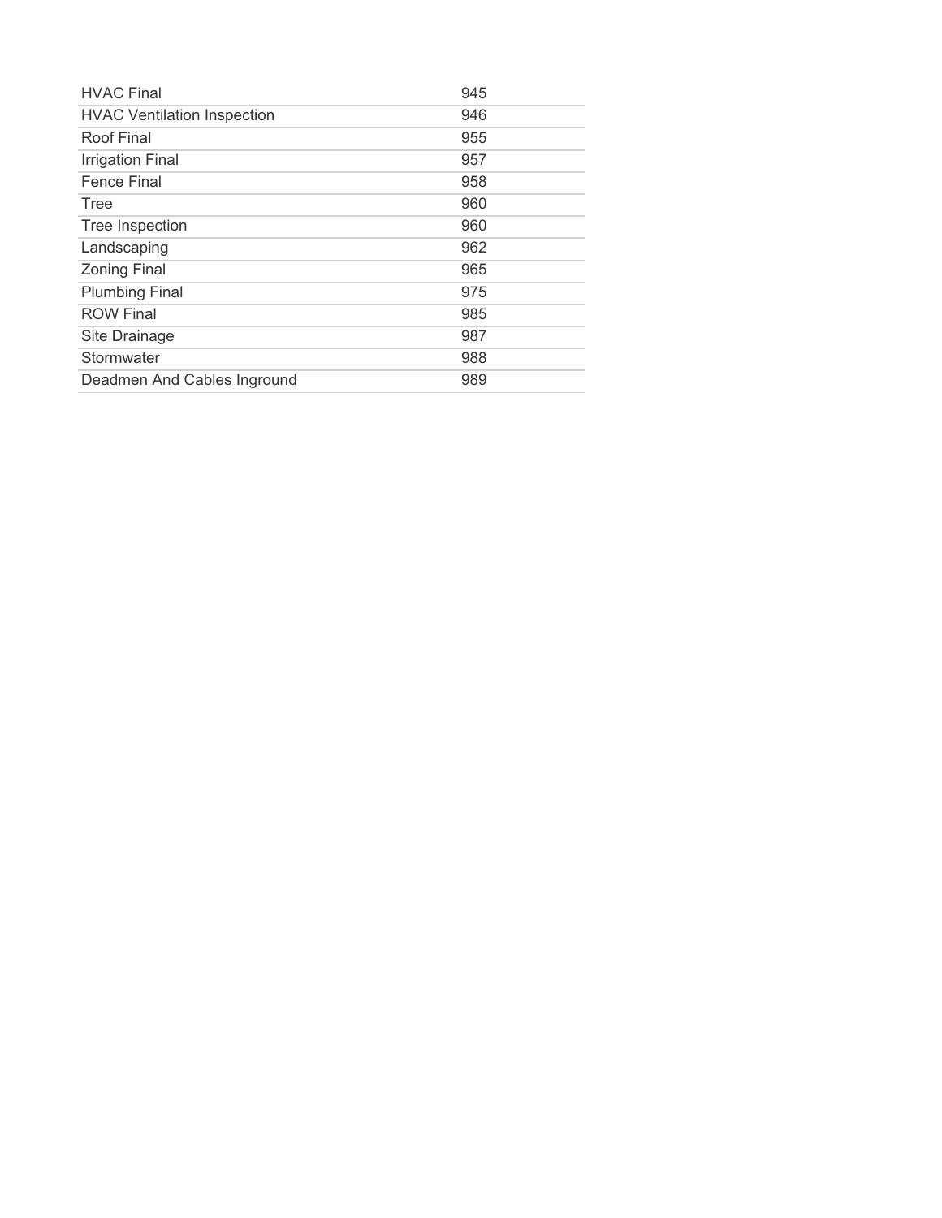| | |
|---|---|
| HVAC Final | 945 |
| HVAC Ventilation Inspection | 946 |
| Roof Final | 955 |
| Irrigation Final | 957 |
| Fence Final | 958 |
| Tree | 960 |
| Tree Inspection | 960 |
| Landscaping | 962 |
| Zoning Final | 965 |
| Plumbing Final | 975 |
| ROW Final | 985 |
| Site Drainage | 987 |
| Stormwater | 988 |
| Deadmen And Cables Inground | 989 |